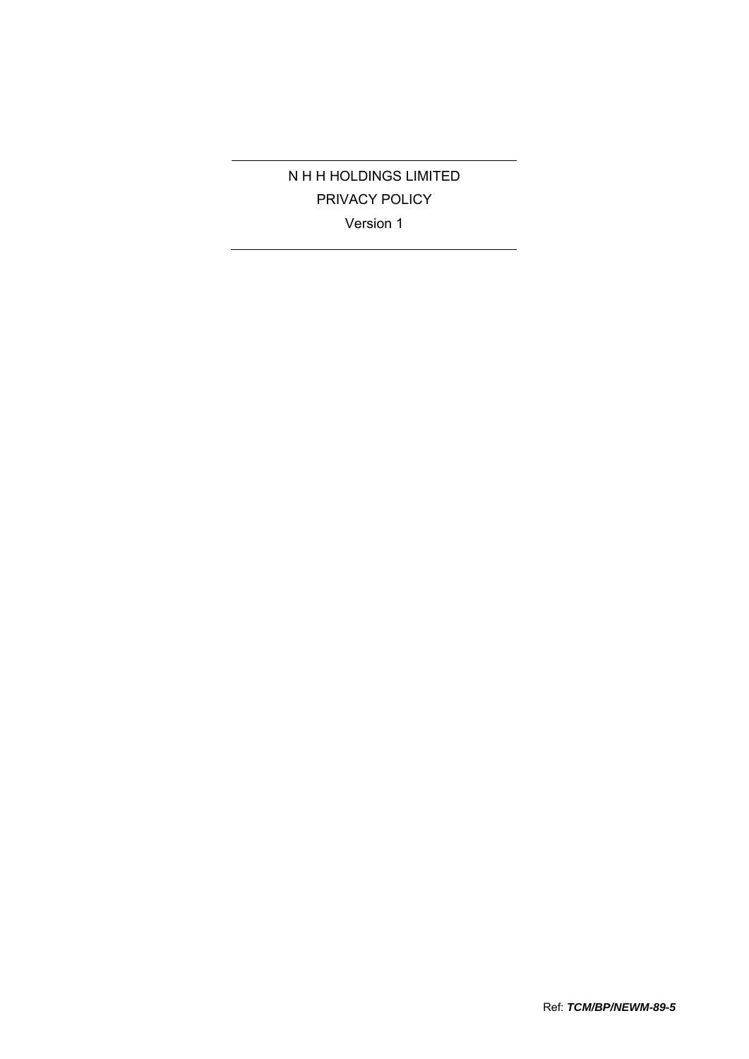---

N H H HOLDINGS LIMITED

PRIVACY POLICY

Version 1

---

Ref: ***TCM/BP/NEWM-89-5***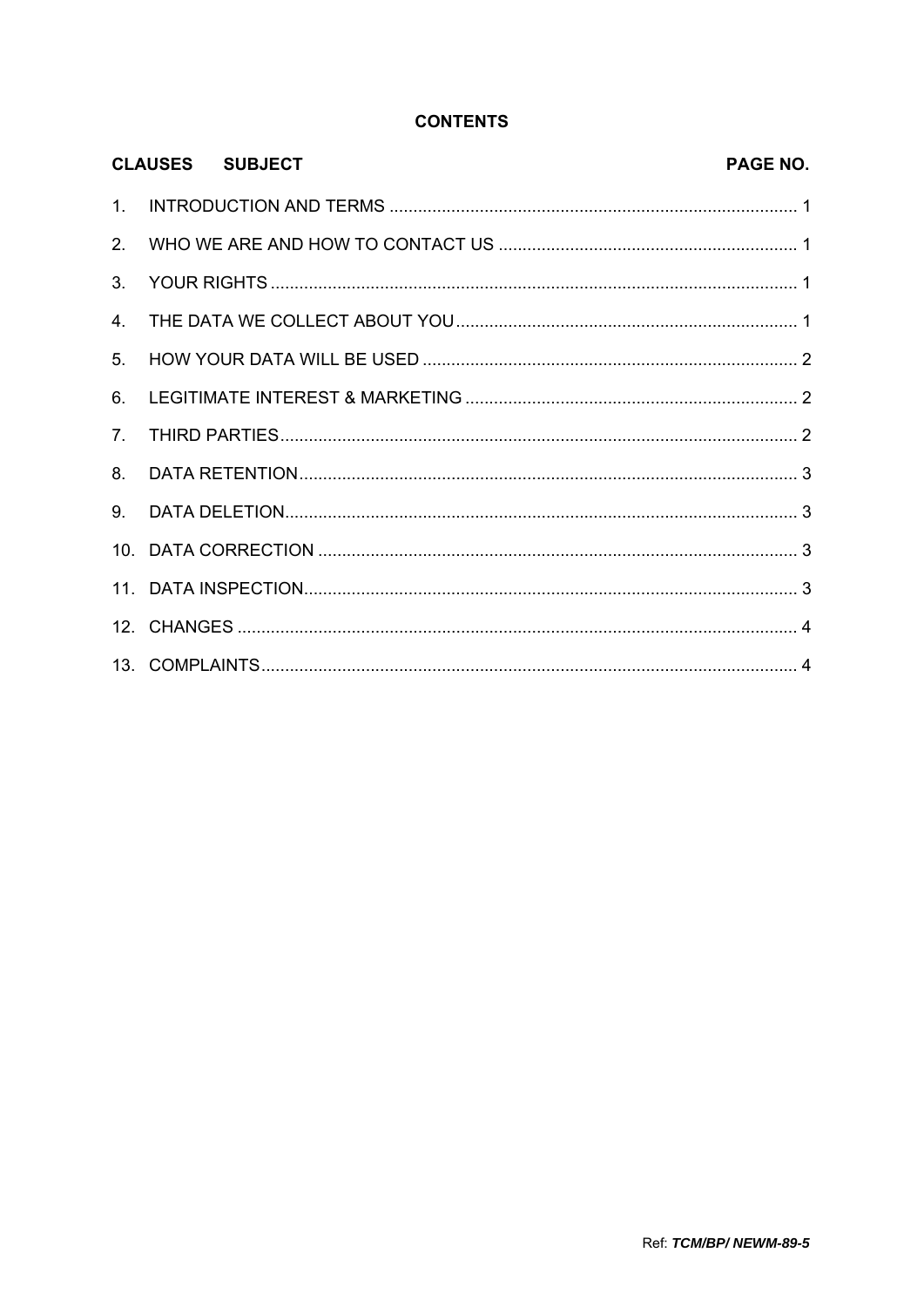## CONTENTS

| CLAUSES | SUBJECT | PAGE NO. |
|---|---|---|
| 1. | INTRODUCTION AND TERMS | 1 |
| 2. | WHO WE ARE AND HOW TO CONTACT US | 1 |
| 3. | YOUR RIGHTS | 1 |
| 4. | THE DATA WE COLLECT ABOUT YOU | 1 |
| 5. | HOW YOUR DATA WILL BE USED | 2 |
| 6. | LEGITIMATE INTEREST & MARKETING | 2 |
| 7. | THIRD PARTIES | 2 |
| 8. | DATA RETENTION | 3 |
| 9. | DATA DELETION | 3 |
| 10. | DATA CORRECTION | 3 |
| 11. | DATA INSPECTION | 3 |
| 12. | CHANGES | 4 |
| 13. | COMPLAINTS | 4 |

Ref: ***TCM/BP/ NEWM-89-5***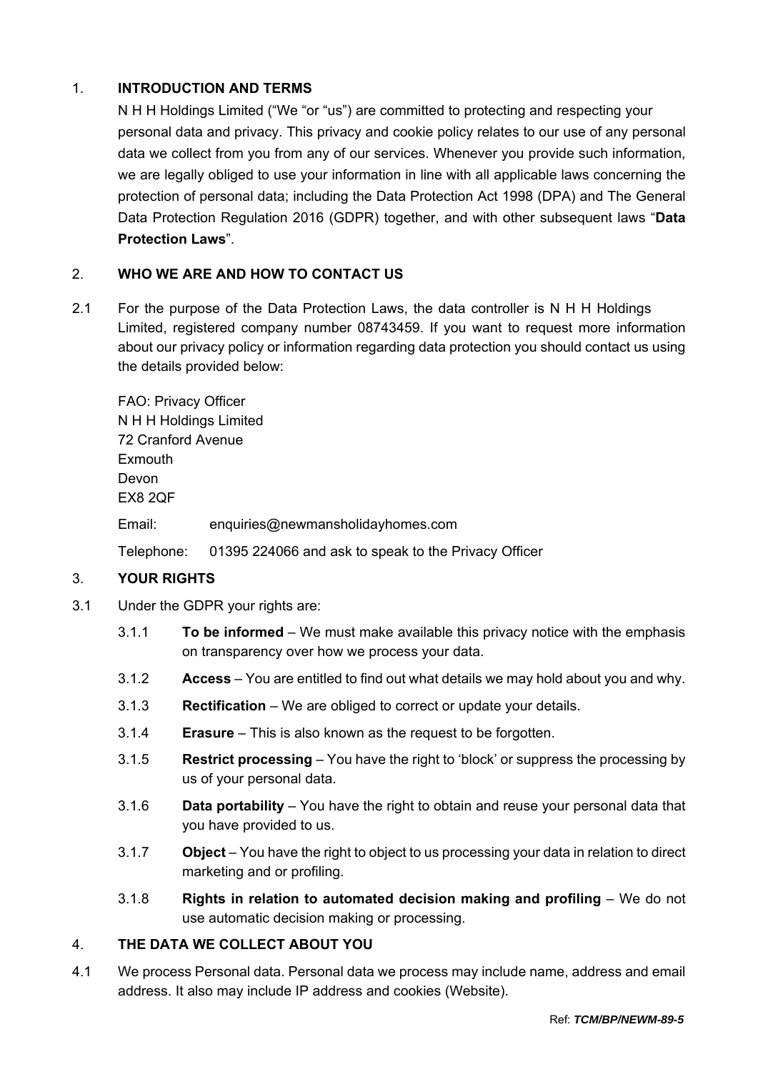## 1. INTRODUCTION AND TERMS

N H H Holdings Limited ("We "or "us") are committed to protecting and respecting your personal data and privacy. This privacy and cookie policy relates to our use of any personal data we collect from you from any of our services. Whenever you provide such information, we are legally obliged to use your information in line with all applicable laws concerning the protection of personal data; including the Data Protection Act 1998 (DPA) and The General Data Protection Regulation 2016 (GDPR) together, and with other subsequent laws "**Data Protection Laws**".

## 2. WHO WE ARE AND HOW TO CONTACT US

2.1 For the purpose of the Data Protection Laws, the data controller is N H H Holdings Limited, registered company number 08743459. If you want to request more information about our privacy policy or information regarding data protection you should contact us using the details provided below:

FAO: Privacy Officer
N H H Holdings Limited
72 Cranford Avenue
Exmouth
Devon
EX8 2QF

Email: enquiries@newmansholidayhomes.com

Telephone: 01395 224066 and ask to speak to the Privacy Officer

## 3. YOUR RIGHTS

3.1 Under the GDPR your rights are:

3.1.1 **To be informed** – We must make available this privacy notice with the emphasis on transparency over how we process your data.

3.1.2 **Access** – You are entitled to find out what details we may hold about you and why.

3.1.3 **Rectification** – We are obliged to correct or update your details.

3.1.4 **Erasure** – This is also known as the request to be forgotten.

3.1.5 **Restrict processing** – You have the right to 'block' or suppress the processing by us of your personal data.

3.1.6 **Data portability** – You have the right to obtain and reuse your personal data that you have provided to us.

3.1.7 **Object** – You have the right to object to us processing your data in relation to direct marketing and or profiling.

3.1.8 **Rights in relation to automated decision making and profiling** – We do not use automatic decision making or processing.

## 4. THE DATA WE COLLECT ABOUT YOU

4.1 We process Personal data. Personal data we process may include name, address and email address. It also may include IP address and cookies (Website).

Ref: ***TCM/BP/NEWM-89-5***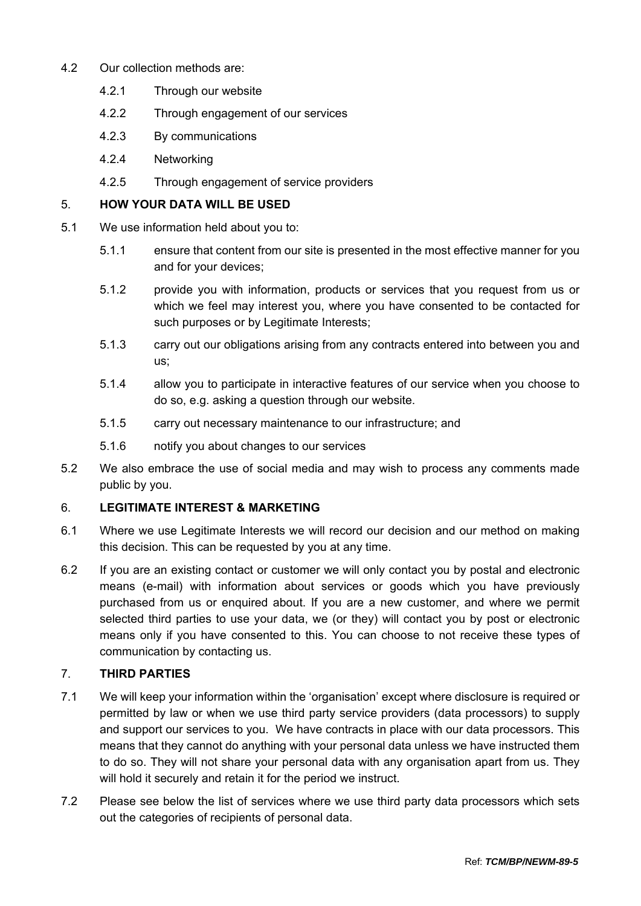4.2 Our collection methods are:

4.2.1 Through our website

4.2.2 Through engagement of our services

4.2.3 By communications

4.2.4 Networking

4.2.5 Through engagement of service providers

## 5. HOW YOUR DATA WILL BE USED

5.1 We use information held about you to:

5.1.1 ensure that content from our site is presented in the most effective manner for you and for your devices;

5.1.2 provide you with information, products or services that you request from us or which we feel may interest you, where you have consented to be contacted for such purposes or by Legitimate Interests;

5.1.3 carry out our obligations arising from any contracts entered into between you and us;

5.1.4 allow you to participate in interactive features of our service when you choose to do so, e.g. asking a question through our website.

5.1.5 carry out necessary maintenance to our infrastructure; and

5.1.6 notify you about changes to our services

5.2 We also embrace the use of social media and may wish to process any comments made public by you.

## 6. LEGITIMATE INTEREST & MARKETING

6.1 Where we use Legitimate Interests we will record our decision and our method on making this decision. This can be requested by you at any time.

6.2 If you are an existing contact or customer we will only contact you by postal and electronic means (e-mail) with information about services or goods which you have previously purchased from us or enquired about. If you are a new customer, and where we permit selected third parties to use your data, we (or they) will contact you by post or electronic means only if you have consented to this. You can choose to not receive these types of communication by contacting us.

## 7. THIRD PARTIES

7.1 We will keep your information within the 'organisation' except where disclosure is required or permitted by law or when we use third party service providers (data processors) to supply and support our services to you. We have contracts in place with our data processors. This means that they cannot do anything with your personal data unless we have instructed them to do so. They will not share your personal data with any organisation apart from us. They will hold it securely and retain it for the period we instruct.

7.2 Please see below the list of services where we use third party data processors which sets out the categories of recipients of personal data.

Ref: ***TCM/BP/NEWM-89-5***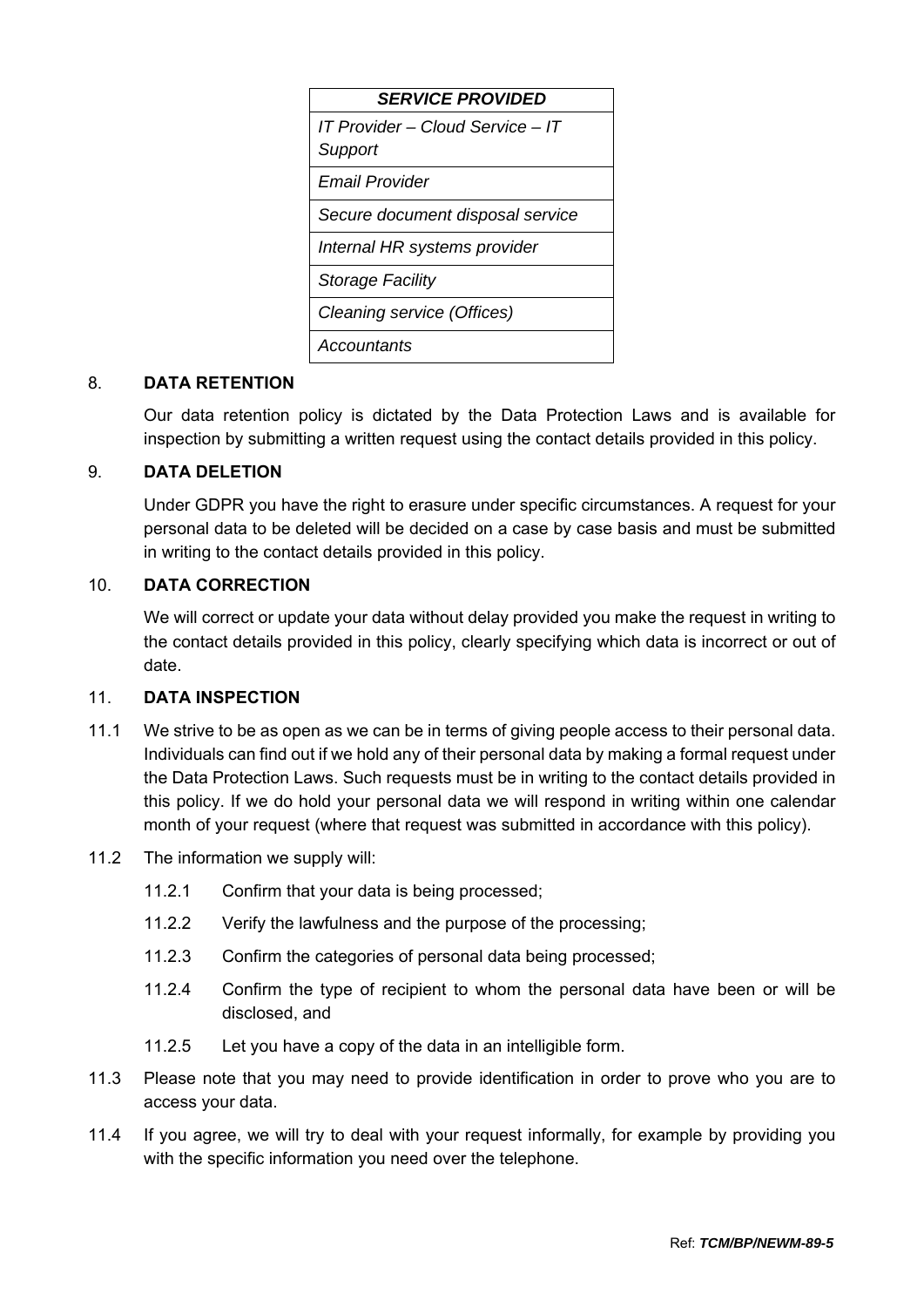| *SERVICE PROVIDED* |
| --- |
| *IT Provider – Cloud Service – IT Support* |
| *Email Provider* |
| *Secure document disposal service* |
| *Internal HR systems provider* |
| *Storage Facility* |
| *Cleaning service (Offices)* |
| *Accountants* |

## 8. DATA RETENTION

Our data retention policy is dictated by the Data Protection Laws and is available for inspection by submitting a written request using the contact details provided in this policy.

## 9. DATA DELETION

Under GDPR you have the right to erasure under specific circumstances. A request for your personal data to be deleted will be decided on a case by case basis and must be submitted in writing to the contact details provided in this policy.

## 10. DATA CORRECTION

We will correct or update your data without delay provided you make the request in writing to the contact details provided in this policy, clearly specifying which data is incorrect or out of date.

## 11. DATA INSPECTION

11.1 We strive to be as open as we can be in terms of giving people access to their personal data. Individuals can find out if we hold any of their personal data by making a formal request under the Data Protection Laws. Such requests must be in writing to the contact details provided in this policy. If we do hold your personal data we will respond in writing within one calendar month of your request (where that request was submitted in accordance with this policy).

11.2 The information we supply will:

11.2.1 Confirm that your data is being processed;

11.2.2 Verify the lawfulness and the purpose of the processing;

11.2.3 Confirm the categories of personal data being processed;

11.2.4 Confirm the type of recipient to whom the personal data have been or will be disclosed, and

11.2.5 Let you have a copy of the data in an intelligible form.

11.3 Please note that you may need to provide identification in order to prove who you are to access your data.

11.4 If you agree, we will try to deal with your request informally, for example by providing you with the specific information you need over the telephone.

Ref: ***TCM/BP/NEWM-89-5***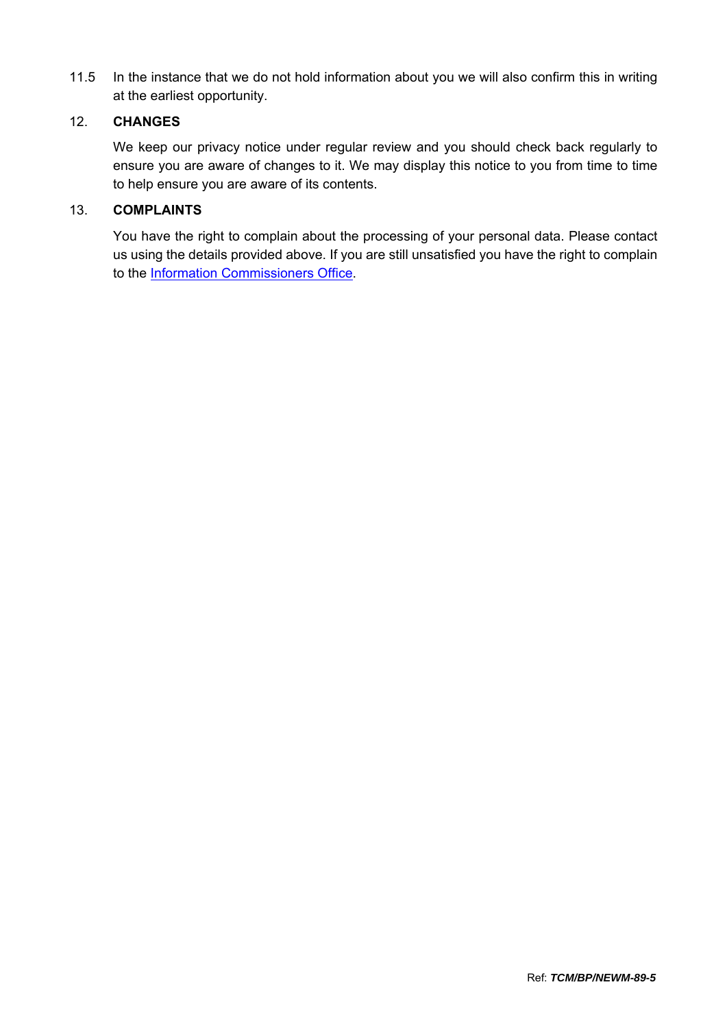11.5 In the instance that we do not hold information about you we will also confirm this in writing at the earliest opportunity.

## 12. CHANGES

We keep our privacy notice under regular review and you should check back regularly to ensure you are aware of changes to it. We may display this notice to you from time to time to help ensure you are aware of its contents.

## 13. COMPLAINTS

You have the right to complain about the processing of your personal data. Please contact us using the details provided above. If you are still unsatisfied you have the right to complain to the Information Commissioners Office.

Ref: ***TCM/BP/NEWM-89-5***